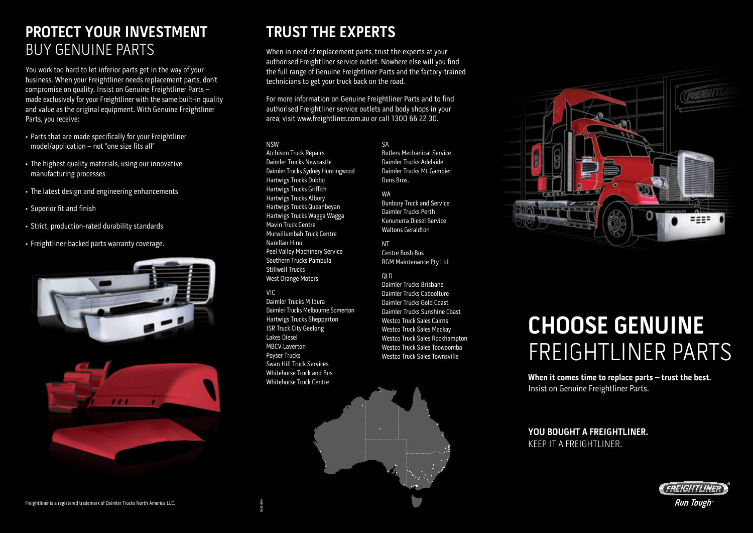## PROTECT YOUR INVESTMENT
## BUY GENUINE PARTS

You work too hard to let inferior parts get in the way of your business. When your Freightliner needs replacement parts, don't compromise on quality. Insist on Genuine Freightliner Parts – made exclusively for your Freightliner with the same built-in quality and value as the original equipment. With Genuine Freightliner Parts, you receive:

- Parts that are made specifically for your Freightliner model/application – not "one size fits all"
- The highest quality materials, using our innovative manufacturing processes
- The latest design and engineering enhancements
- Superior fit and finish
- Strict, production-rated durability standards
- Freightliner-backed parts warranty coverage.

Freightliner is a registered trademark of Daimler Trucks North America LLC.

## TRUST THE EXPERTS

When in need of replacement parts, trust the experts at your authorised Freightliner service outlet. Nowhere else will you find the full range of Genuine Freightliner Parts and the factory-trained technicians to get your truck back on the road.

For more information on Genuine Freightliner Parts and to find authorised Freightliner service outlets and body shops in your area, visit www.freightliner.com.au or call 1300 66 22 30.

NSW
Atchison Truck Repairs
Daimler Trucks Newcastle
Daimler Trucks Sydney Huntingwood
Hartwigs Trucks Dubbo
Hartwigs Trucks Griffith
Hartwigs Trucks Albury
Hartwigs Trucks Queanbeyan
Hartwigs Trucks Wagga Wagga
Mavin Truck Centre
Murwillumbah Truck Centre
Narellan Hino
Peel Valley Machinery Service
Southern Trucks Pambula
Stillwell Trucks
West Orange Motors

VIC
Daimler Trucks Mildura
Daimler Trucks Melbourne Somerton
Hartwigs Trucks Shepparton
ISR Truck City Geelong
Lakes Diesel
MBCV Laverton
Poyser Trucks
Swan Hill Truck Services
Whitehorse Truck and Bus
Whitehorse Truck Centre

SA
Butlers Mechanical Service
Daimler Trucks Adelaide
Daimler Trucks Mt Gambier
Duns Bros.

WA
Bunbury Truck and Service
Daimler Trucks Perth
Kununurra Diesel Service
Waltons Geraldton

NT
Centre Bush Bus
RGM Maintenance Pty Ltd

QLD
Daimler Trucks Brisbane
Daimler Trucks Caboolture
Daimler Trucks Gold Coast
Daimler Trucks Sunshine Coast
Westco Truck Sales Cairns
Westco Truck Sales Mackay
Westco Truck Sales Rockhampton
Westco Truck Sales Toowoomba
Westco Truck Sales Townsville

# CHOOSE GENUINE
# FREIGHTLINER PARTS

**When it comes time to replace parts – trust the best.**
Insist on Genuine Freightliner Parts.

**YOU BOUGHT A FREIGHTLINER.**
KEEP IT A FREIGHTLINER.

FREIGHTLINER®
*Run Tough*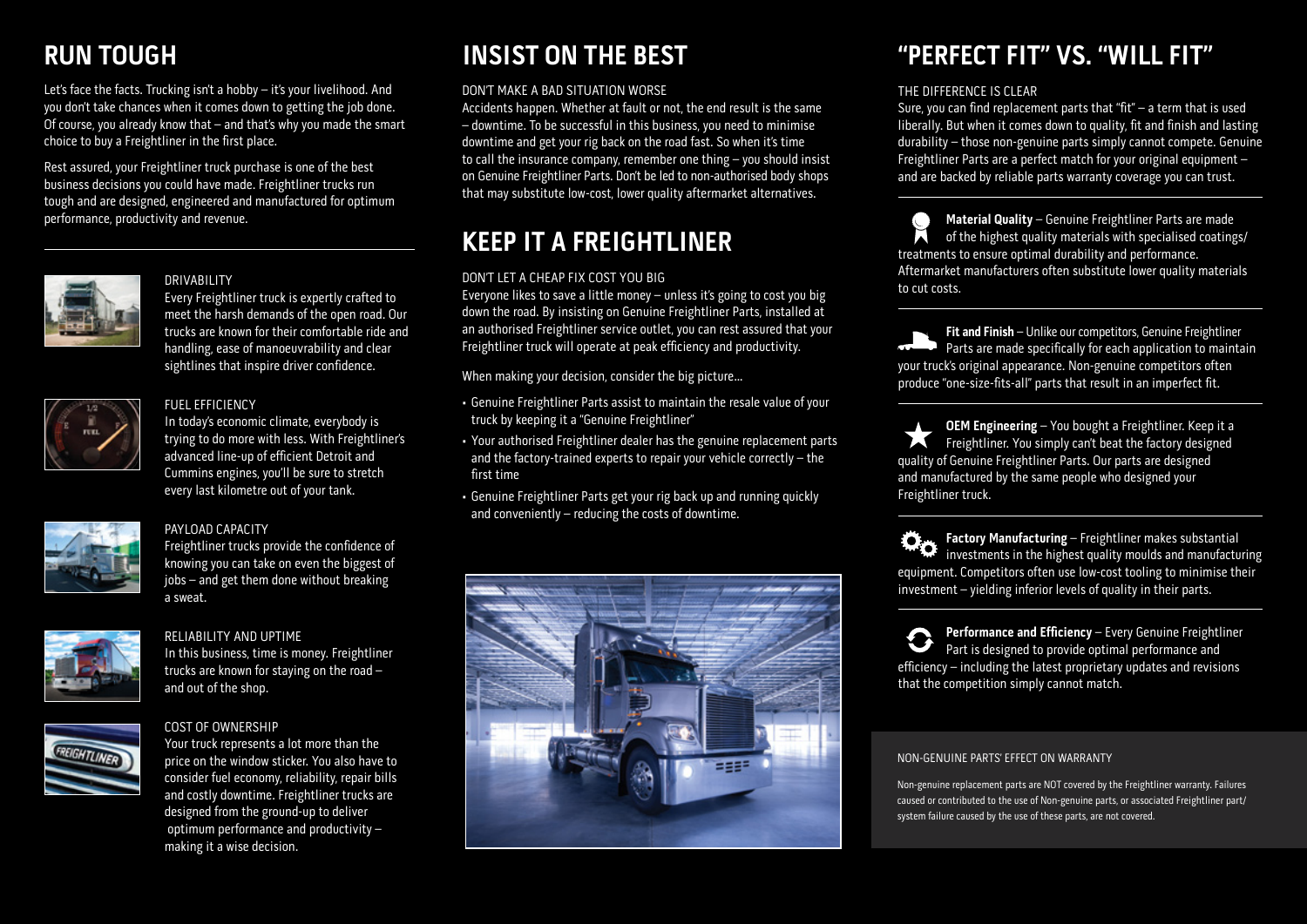## RUN TOUGH

Let's face the facts. Trucking isn't a hobby – it's your livelihood. And you don't take chances when it comes down to getting the job done. Of course, you already know that – and that's why you made the smart choice to buy a Freightliner in the first place.

Rest assured, your Freightliner truck purchase is one of the best business decisions you could have made. Freightliner trucks run tough and are designed, engineered and manufactured for optimum performance, productivity and revenue.

### DRIVABILITY

Every Freightliner truck is expertly crafted to meet the harsh demands of the open road. Our trucks are known for their comfortable ride and handling, ease of manoeuvrability and clear sightlines that inspire driver confidence.

### FUEL EFFICIENCY

In today's economic climate, everybody is trying to do more with less. With Freightliner's advanced line-up of efficient Detroit and Cummins engines, you'll be sure to stretch every last kilometre out of your tank.

### PAYLOAD CAPACITY

Freightliner trucks provide the confidence of knowing you can take on even the biggest of jobs – and get them done without breaking a sweat.

### RELIABILITY AND UPTIME

In this business, time is money. Freightliner trucks are known for staying on the road – and out of the shop.

### COST OF OWNERSHIP

Your truck represents a lot more than the price on the window sticker. You also have to consider fuel economy, reliability, repair bills and costly downtime. Freightliner trucks are designed from the ground-up to deliver optimum performance and productivity – making it a wise decision.

## INSIST ON THE BEST

### DON'T MAKE A BAD SITUATION WORSE

Accidents happen. Whether at fault or not, the end result is the same – downtime. To be successful in this business, you need to minimise downtime and get your rig back on the road fast. So when it's time to call the insurance company, remember one thing – you should insist on Genuine Freightliner Parts. Don't be led to non-authorised body shops that may substitute low-cost, lower quality aftermarket alternatives.

## KEEP IT A FREIGHTLINER

### DON'T LET A CHEAP FIX COST YOU BIG

Everyone likes to save a little money – unless it's going to cost you big down the road. By insisting on Genuine Freightliner Parts, installed at an authorised Freightliner service outlet, you can rest assured that your Freightliner truck will operate at peak efficiency and productivity.

When making your decision, consider the big picture...

- Genuine Freightliner Parts assist to maintain the resale value of your truck by keeping it a "Genuine Freightliner"
- Your authorised Freightliner dealer has the genuine replacement parts and the factory-trained experts to repair your vehicle correctly – the first time
- Genuine Freightliner Parts get your rig back up and running quickly and conveniently – reducing the costs of downtime.

## "PERFECT FIT" VS. "WILL FIT"

### THE DIFFERENCE IS CLEAR

Sure, you can find replacement parts that "fit" – a term that is used liberally. But when it comes down to quality, fit and finish and lasting durability – those non-genuine parts simply cannot compete. Genuine Freightliner Parts are a perfect match for your original equipment – and are backed by reliable parts warranty coverage you can trust.

**Material Quality** – Genuine Freightliner Parts are made of the highest quality materials with specialised coatings/treatments to ensure optimal durability and performance. Aftermarket manufacturers often substitute lower quality materials to cut costs.

**Fit and Finish** – Unlike our competitors, Genuine Freightliner Parts are made specifically for each application to maintain your truck's original appearance. Non-genuine competitors often produce "one-size-fits-all" parts that result in an imperfect fit.

**OEM Engineering** – You bought a Freightliner. Keep it a Freightliner. You simply can't beat the factory designed quality of Genuine Freightliner Parts. Our parts are designed and manufactured by the same people who designed your Freightliner truck.

**Factory Manufacturing** – Freightliner makes substantial investments in the highest quality moulds and manufacturing equipment. Competitors often use low-cost tooling to minimise their investment – yielding inferior levels of quality in their parts.

**Performance and Efficiency** – Every Genuine Freightliner Part is designed to provide optimal performance and efficiency – including the latest proprietary updates and revisions that the competition simply cannot match.

### NON-GENUINE PARTS' EFFECT ON WARRANTY

Non-genuine replacement parts are NOT covered by the Freightliner warranty. Failures caused or contributed to the use of Non-genuine parts, or associated Freightliner part/system failure caused by the use of these parts, are not covered.